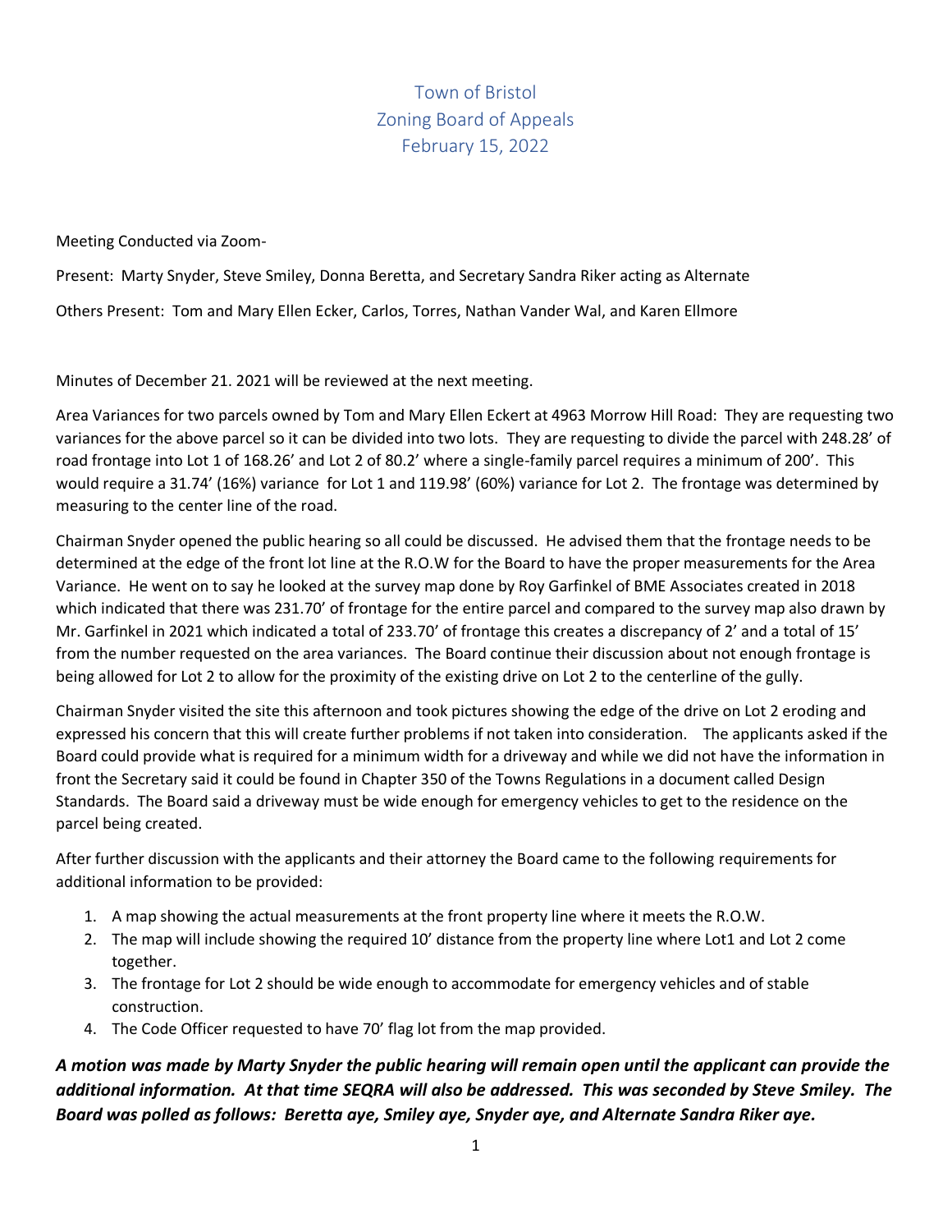# Town of Bristol
# Zoning Board of Appeals
# February 15, 2022

Meeting Conducted via Zoom-

Present: Marty Snyder, Steve Smiley, Donna Beretta, and Secretary Sandra Riker acting as Alternate

Others Present: Tom and Mary Ellen Ecker, Carlos, Torres, Nathan Vander Wal, and Karen Ellmore

Minutes of December 21. 2021 will be reviewed at the next meeting.

Area Variances for two parcels owned by Tom and Mary Ellen Eckert at 4963 Morrow Hill Road: They are requesting two variances for the above parcel so it can be divided into two lots. They are requesting to divide the parcel with 248.28' of road frontage into Lot 1 of 168.26' and Lot 2 of 80.2' where a single-family parcel requires a minimum of 200'. This would require a 31.74' (16%) variance for Lot 1 and 119.98' (60%) variance for Lot 2. The frontage was determined by measuring to the center line of the road.

Chairman Snyder opened the public hearing so all could be discussed. He advised them that the frontage needs to be determined at the edge of the front lot line at the R.O.W for the Board to have the proper measurements for the Area Variance. He went on to say he looked at the survey map done by Roy Garfinkel of BME Associates created in 2018 which indicated that there was 231.70' of frontage for the entire parcel and compared to the survey map also drawn by Mr. Garfinkel in 2021 which indicated a total of 233.70' of frontage this creates a discrepancy of 2' and a total of 15' from the number requested on the area variances. The Board continue their discussion about not enough frontage is being allowed for Lot 2 to allow for the proximity of the existing drive on Lot 2 to the centerline of the gully.

Chairman Snyder visited the site this afternoon and took pictures showing the edge of the drive on Lot 2 eroding and expressed his concern that this will create further problems if not taken into consideration. The applicants asked if the Board could provide what is required for a minimum width for a driveway and while we did not have the information in front the Secretary said it could be found in Chapter 350 of the Towns Regulations in a document called Design Standards. The Board said a driveway must be wide enough for emergency vehicles to get to the residence on the parcel being created.

After further discussion with the applicants and their attorney the Board came to the following requirements for additional information to be provided:

1. A map showing the actual measurements at the front property line where it meets the R.O.W.
2. The map will include showing the required 10' distance from the property line where Lot1 and Lot 2 come together.
3. The frontage for Lot 2 should be wide enough to accommodate for emergency vehicles and of stable construction.
4. The Code Officer requested to have 70' flag lot from the map provided.

***A motion was made by Marty Snyder the public hearing will remain open until the applicant can provide the additional information. At that time SEQRA will also be addressed. This was seconded by Steve Smiley. The Board was polled as follows: Beretta aye, Smiley aye, Snyder aye, and Alternate Sandra Riker aye.***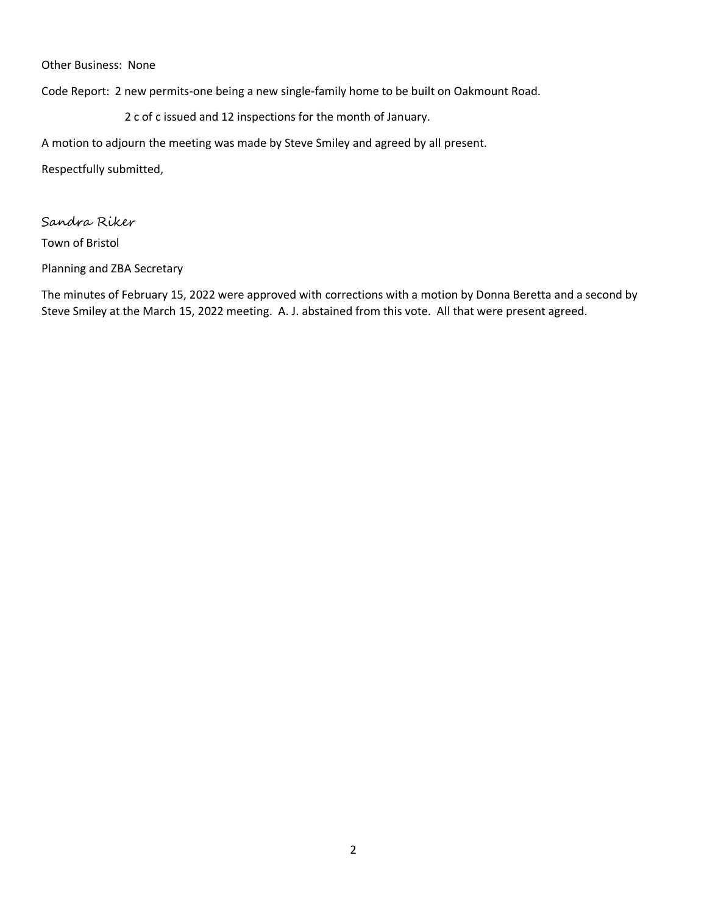Other Business: None

Code Report: 2 new permits-one being a new single-family home to be built on Oakmount Road.

2 c of c issued and 12 inspections for the month of January.

A motion to adjourn the meeting was made by Steve Smiley and agreed by all present.

Respectfully submitted,

Sandra Riker

Town of Bristol

Planning and ZBA Secretary

The minutes of February 15, 2022 were approved with corrections with a motion by Donna Beretta and a second by Steve Smiley at the March 15, 2022 meeting. A. J. abstained from this vote. All that were present agreed.